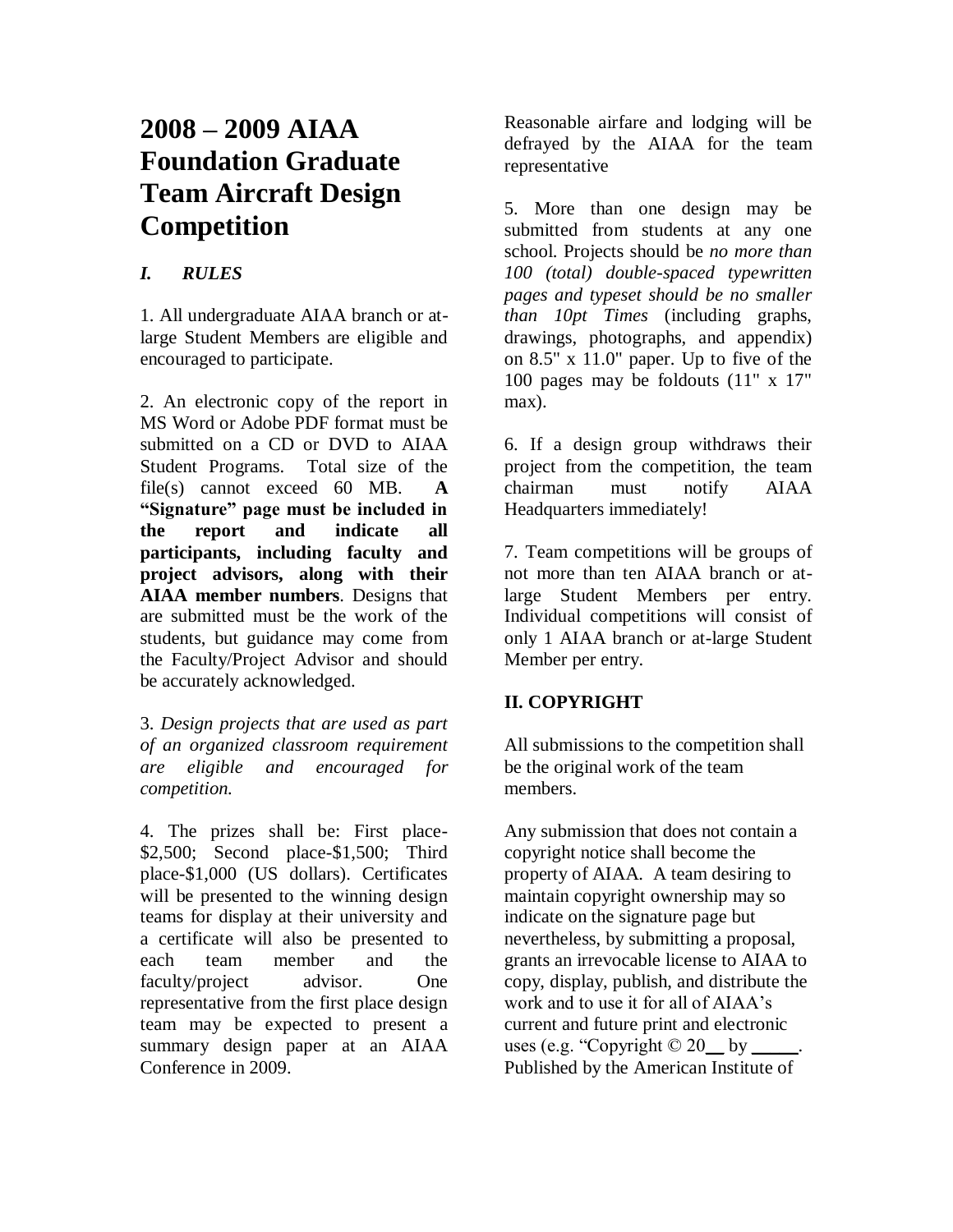# 2008 – 2009 AIAA Foundation Graduate Team Aircraft Design Competition

## *I. RULES*

1. All undergraduate AIAA branch or at-large Student Members are eligible and encouraged to participate.

2. An electronic copy of the report in MS Word or Adobe PDF format must be submitted on a CD or DVD to AIAA Student Programs. Total size of the file(s) cannot exceed 60 MB. **A "Signature" page must be included in the report and indicate all participants, including faculty and project advisors, along with their AIAA member numbers**. Designs that are submitted must be the work of the students, but guidance may come from the Faculty/Project Advisor and should be accurately acknowledged.

3. *Design projects that are used as part of an organized classroom requirement are eligible and encouraged for competition.*

4. The prizes shall be: First place-$2,500; Second place-$1,500; Third place-$1,000 (US dollars). Certificates will be presented to the winning design teams for display at their university and a certificate will also be presented to each team member and the faculty/project advisor. One representative from the first place design team may be expected to present a summary design paper at an AIAA Conference in 2009. Reasonable airfare and lodging will be defrayed by the AIAA for the team representative

5. More than one design may be submitted from students at any one school. Projects should be *no more than 100 (total) double-spaced typewritten pages and typeset should be no smaller than 10pt Times* (including graphs, drawings, photographs, and appendix) on 8.5" x 11.0" paper. Up to five of the 100 pages may be foldouts (11" x 17" max).

6. If a design group withdraws their project from the competition, the team chairman must notify AIAA Headquarters immediately!

7. Team competitions will be groups of not more than ten AIAA branch or at-large Student Members per entry. Individual competitions will consist of only 1 AIAA branch or at-large Student Member per entry.

## II. COPYRIGHT

All submissions to the competition shall be the original work of the team members.

Any submission that does not contain a copyright notice shall become the property of AIAA. A team desiring to maintain copyright ownership may so indicate on the signature page but nevertheless, by submitting a proposal, grants an irrevocable license to AIAA to copy, display, publish, and distribute the work and to use it for all of AIAA's current and future print and electronic uses (e.g. "Copyright © 20__ by _____. Published by the American Institute of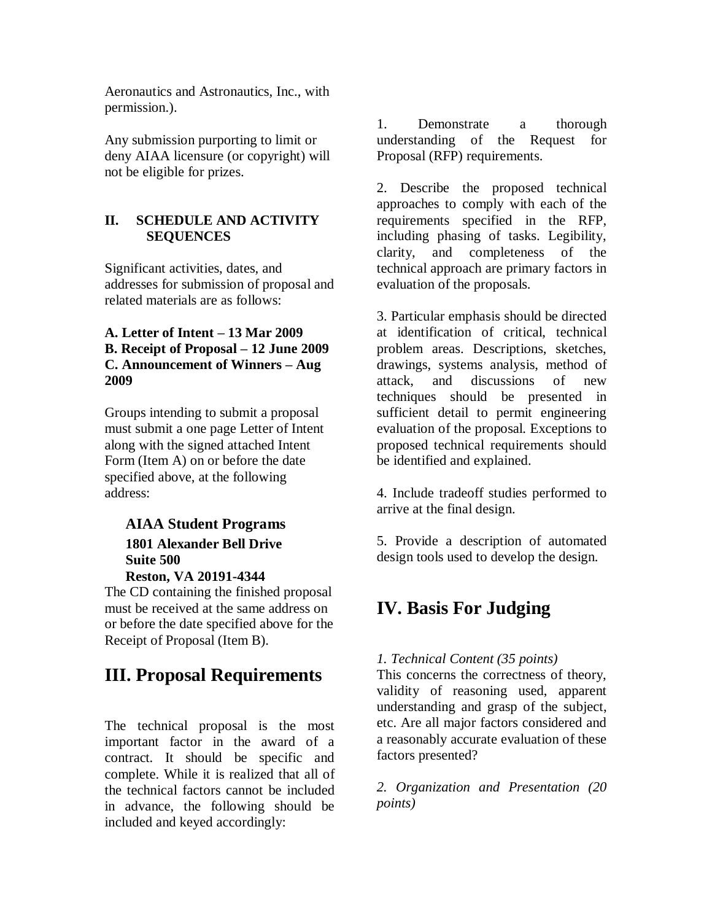Aeronautics and Astronautics, Inc., with permission.).

Any submission purporting to limit or deny AIAA licensure (or copyright) will not be eligible for prizes.

## II. SCHEDULE AND ACTIVITY SEQUENCES

Significant activities, dates, and addresses for submission of proposal and related materials are as follows:

**A. Letter of Intent – 13 Mar 2009**
**B. Receipt of Proposal – 12 June 2009**
**C. Announcement of Winners – Aug 2009**

Groups intending to submit a proposal must submit a one page Letter of Intent along with the signed attached Intent Form (Item A) on or before the date specified above, at the following address:

**AIAA Student Programs**
**1801 Alexander Bell Drive**
**Suite 500**
**Reston, VA 20191-4344**

The CD containing the finished proposal must be received at the same address on or before the date specified above for the Receipt of Proposal (Item B).

# III. Proposal Requirements

The technical proposal is the most important factor in the award of a contract. It should be specific and complete. While it is realized that all of the technical factors cannot be included in advance, the following should be included and keyed accordingly:

1. Demonstrate a thorough understanding of the Request for Proposal (RFP) requirements.

2. Describe the proposed technical approaches to comply with each of the requirements specified in the RFP, including phasing of tasks. Legibility, clarity, and completeness of the technical approach are primary factors in evaluation of the proposals.

3. Particular emphasis should be directed at identification of critical, technical problem areas. Descriptions, sketches, drawings, systems analysis, method of attack, and discussions of new techniques should be presented in sufficient detail to permit engineering evaluation of the proposal. Exceptions to proposed technical requirements should be identified and explained.

4. Include tradeoff studies performed to arrive at the final design.

5. Provide a description of automated design tools used to develop the design.

# IV. Basis For Judging

*1. Technical Content (35 points)*
This concerns the correctness of theory, validity of reasoning used, apparent understanding and grasp of the subject, etc. Are all major factors considered and a reasonably accurate evaluation of these factors presented?

*2. Organization and Presentation (20 points)*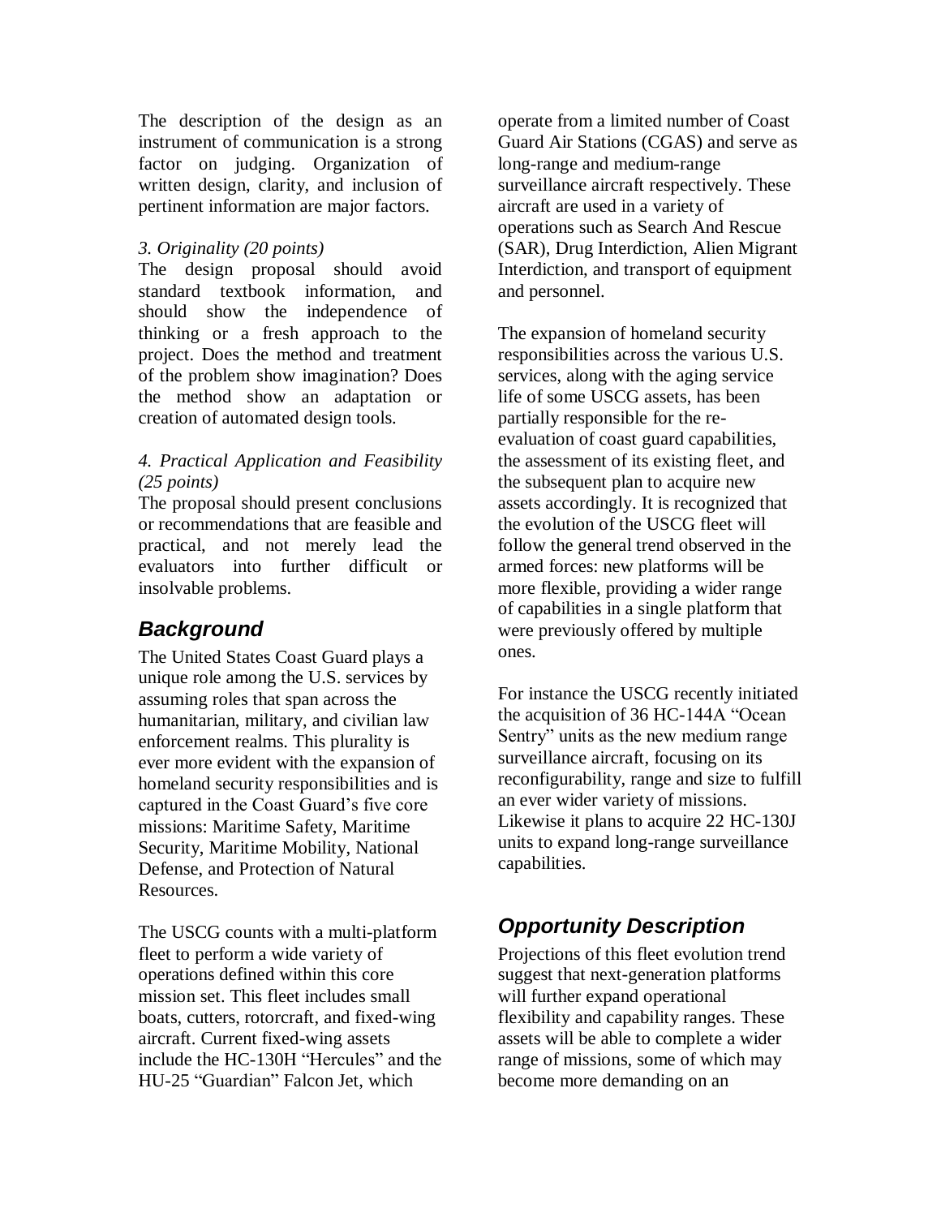The description of the design as an instrument of communication is a strong factor on judging. Organization of written design, clarity, and inclusion of pertinent information are major factors.

*3. Originality (20 points)*

The design proposal should avoid standard textbook information, and should show the independence of thinking or a fresh approach to the project. Does the method and treatment of the problem show imagination? Does the method show an adaptation or creation of automated design tools.

*4. Practical Application and Feasibility (25 points)*

The proposal should present conclusions or recommendations that are feasible and practical, and not merely lead the evaluators into further difficult or insolvable problems.

## *Background*

The United States Coast Guard plays a unique role among the U.S. services by assuming roles that span across the humanitarian, military, and civilian law enforcement realms. This plurality is ever more evident with the expansion of homeland security responsibilities and is captured in the Coast Guard's five core missions: Maritime Safety, Maritime Security, Maritime Mobility, National Defense, and Protection of Natural Resources.

The USCG counts with a multi-platform fleet to perform a wide variety of operations defined within this core mission set. This fleet includes small boats, cutters, rotorcraft, and fixed-wing aircraft. Current fixed-wing assets include the HC-130H "Hercules" and the HU-25 "Guardian" Falcon Jet, which operate from a limited number of Coast Guard Air Stations (CGAS) and serve as long-range and medium-range surveillance aircraft respectively. These aircraft are used in a variety of operations such as Search And Rescue (SAR), Drug Interdiction, Alien Migrant Interdiction, and transport of equipment and personnel.

The expansion of homeland security responsibilities across the various U.S. services, along with the aging service life of some USCG assets, has been partially responsible for the re-evaluation of coast guard capabilities, the assessment of its existing fleet, and the subsequent plan to acquire new assets accordingly. It is recognized that the evolution of the USCG fleet will follow the general trend observed in the armed forces: new platforms will be more flexible, providing a wider range of capabilities in a single platform that were previously offered by multiple ones.

For instance the USCG recently initiated the acquisition of 36 HC-144A "Ocean Sentry" units as the new medium range surveillance aircraft, focusing on its reconfigurability, range and size to fulfill an ever wider variety of missions. Likewise it plans to acquire 22 HC-130J units to expand long-range surveillance capabilities.

## *Opportunity Description*

Projections of this fleet evolution trend suggest that next-generation platforms will further expand operational flexibility and capability ranges. These assets will be able to complete a wider range of missions, some of which may become more demanding on an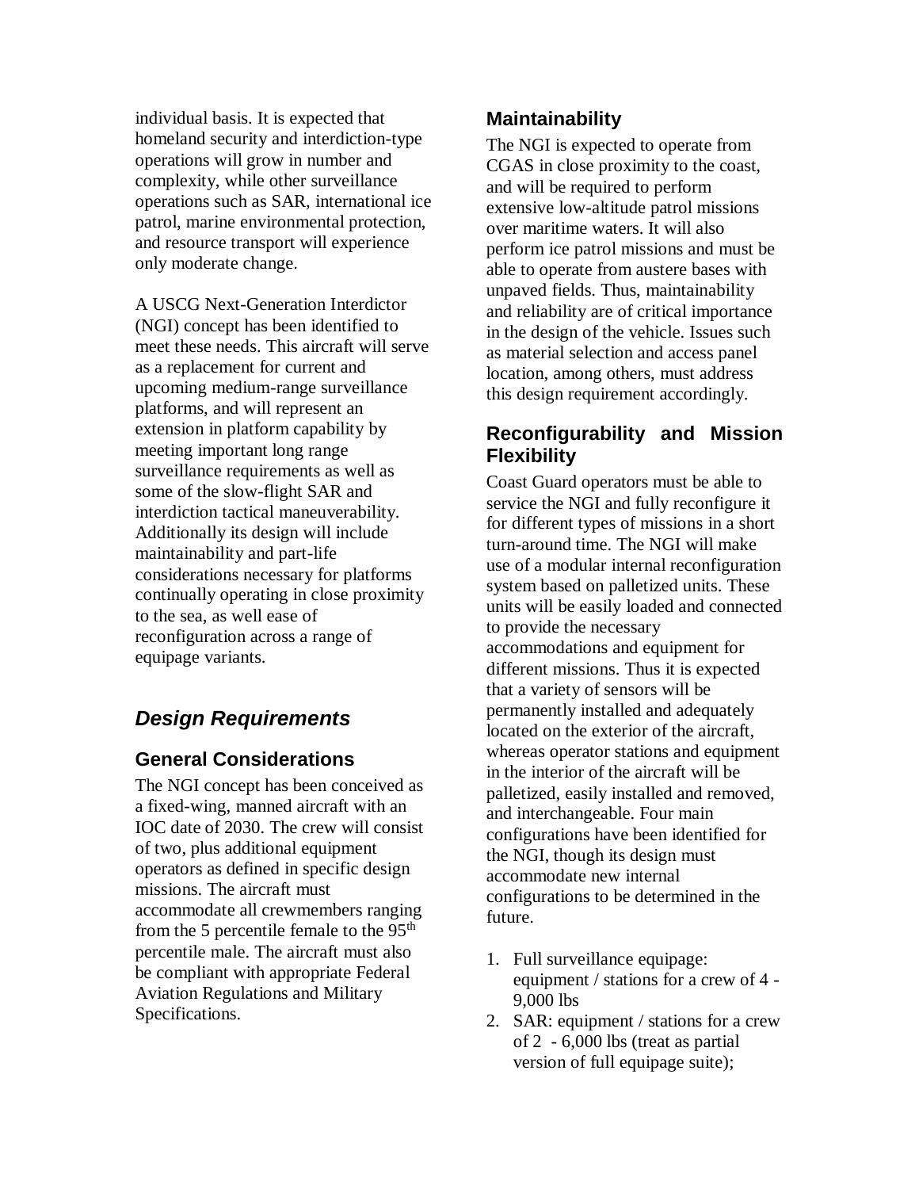individual basis. It is expected that homeland security and interdiction-type operations will grow in number and complexity, while other surveillance operations such as SAR, international ice patrol, marine environmental protection, and resource transport will experience only moderate change.

A USCG Next-Generation Interdictor (NGI) concept has been identified to meet these needs. This aircraft will serve as a replacement for current and upcoming medium-range surveillance platforms, and will represent an extension in platform capability by meeting important long range surveillance requirements as well as some of the slow-flight SAR and interdiction tactical maneuverability. Additionally its design will include maintainability and part-life considerations necessary for platforms continually operating in close proximity to the sea, as well ease of reconfiguration across a range of equipage variants.

## *Design Requirements*

### General Considerations

The NGI concept has been conceived as a fixed-wing, manned aircraft with an IOC date of 2030. The crew will consist of two, plus additional equipment operators as defined in specific design missions. The aircraft must accommodate all crewmembers ranging from the 5 percentile female to the 95th percentile male. The aircraft must also be compliant with appropriate Federal Aviation Regulations and Military Specifications.

### Maintainability

The NGI is expected to operate from CGAS in close proximity to the coast, and will be required to perform extensive low-altitude patrol missions over maritime waters. It will also perform ice patrol missions and must be able to operate from austere bases with unpaved fields. Thus, maintainability and reliability are of critical importance in the design of the vehicle. Issues such as material selection and access panel location, among others, must address this design requirement accordingly.

### Reconfigurability and Mission Flexibility

Coast Guard operators must be able to service the NGI and fully reconfigure it for different types of missions in a short turn-around time. The NGI will make use of a modular internal reconfiguration system based on palletized units. These units will be easily loaded and connected to provide the necessary accommodations and equipment for different missions. Thus it is expected that a variety of sensors will be permanently installed and adequately located on the exterior of the aircraft, whereas operator stations and equipment in the interior of the aircraft will be palletized, easily installed and removed, and interchangeable. Four main configurations have been identified for the NGI, though its design must accommodate new internal configurations to be determined in the future.

1. Full surveillance equipage: equipment / stations for a crew of 4 - 9,000 lbs
2. SAR: equipment / stations for a crew of 2 - 6,000 lbs (treat as partial version of full equipage suite);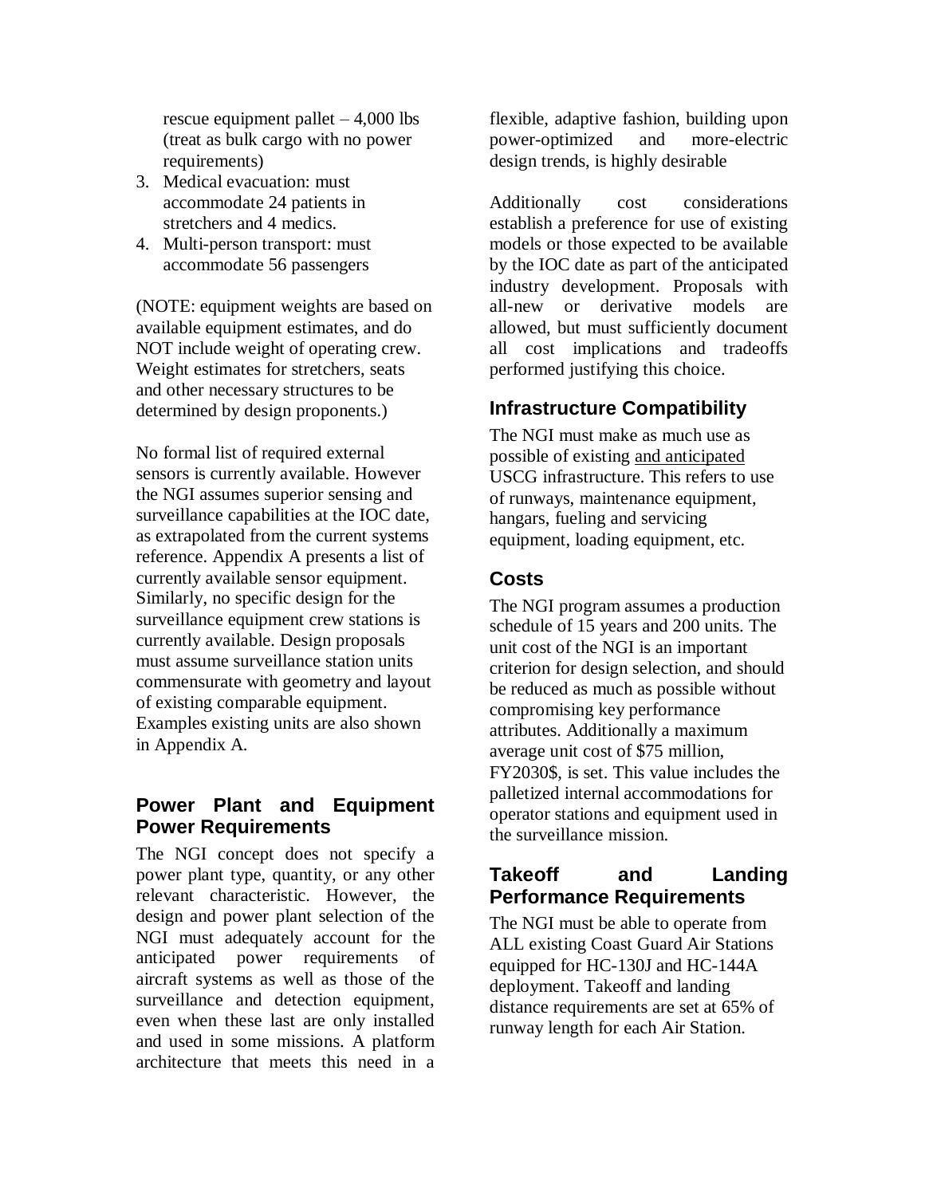rescue equipment pallet – 4,000 lbs (treat as bulk cargo with no power requirements)

3. Medical evacuation: must accommodate 24 patients in stretchers and 4 medics.
4. Multi-person transport: must accommodate 56 passengers

(NOTE: equipment weights are based on available equipment estimates, and do NOT include weight of operating crew. Weight estimates for stretchers, seats and other necessary structures to be determined by design proponents.)

No formal list of required external sensors is currently available. However the NGI assumes superior sensing and surveillance capabilities at the IOC date, as extrapolated from the current systems reference. Appendix A presents a list of currently available sensor equipment. Similarly, no specific design for the surveillance equipment crew stations is currently available. Design proposals must assume surveillance station units commensurate with geometry and layout of existing comparable equipment. Examples existing units are also shown in Appendix A.

## Power Plant and Equipment Power Requirements

The NGI concept does not specify a power plant type, quantity, or any other relevant characteristic. However, the design and power plant selection of the NGI must adequately account for the anticipated power requirements of aircraft systems as well as those of the surveillance and detection equipment, even when these last are only installed and used in some missions. A platform architecture that meets this need in a flexible, adaptive fashion, building upon power-optimized and more-electric design trends, is highly desirable

Additionally cost considerations establish a preference for use of existing models or those expected to be available by the IOC date as part of the anticipated industry development. Proposals with all-new or derivative models are allowed, but must sufficiently document all cost implications and tradeoffs performed justifying this choice.

## Infrastructure Compatibility

The NGI must make as much use as possible of existing and anticipated USCG infrastructure. This refers to use of runways, maintenance equipment, hangars, fueling and servicing equipment, loading equipment, etc.

## Costs

The NGI program assumes a production schedule of 15 years and 200 units. The unit cost of the NGI is an important criterion for design selection, and should be reduced as much as possible without compromising key performance attributes. Additionally a maximum average unit cost of $75 million, FY2030$, is set. This value includes the palletized internal accommodations for operator stations and equipment used in the surveillance mission.

## Takeoff and Landing Performance Requirements

The NGI must be able to operate from ALL existing Coast Guard Air Stations equipped for HC-130J and HC-144A deployment. Takeoff and landing distance requirements are set at 65% of runway length for each Air Station.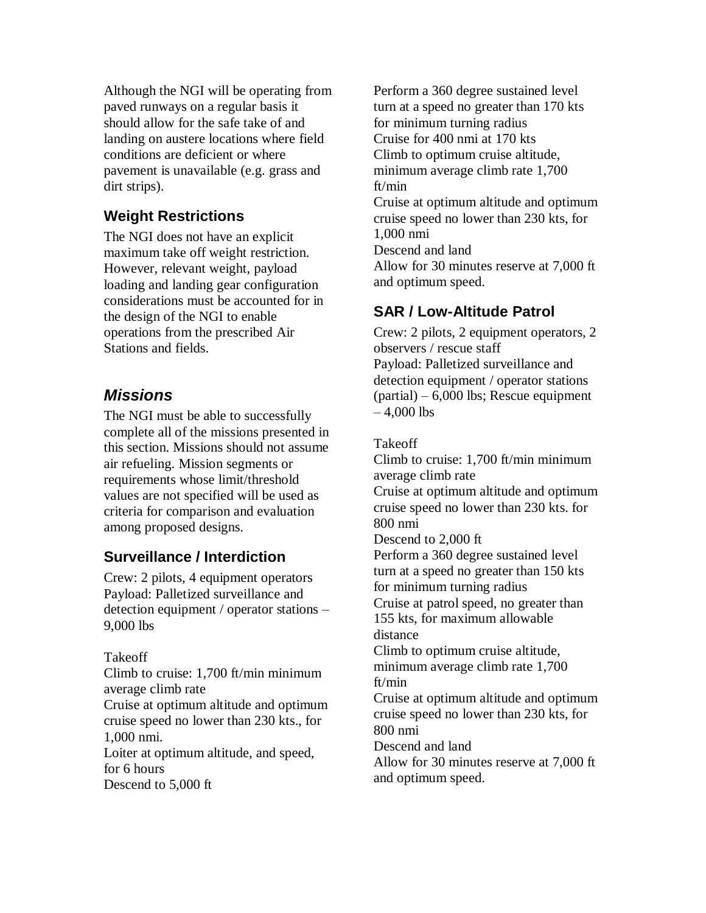Although the NGI will be operating from paved runways on a regular basis it should allow for the safe take of and landing on austere locations where field conditions are deficient or where pavement is unavailable (e.g. grass and dirt strips).

### Weight Restrictions

The NGI does not have an explicit maximum take off weight restriction. However, relevant weight, payload loading and landing gear configuration considerations must be accounted for in the design of the NGI to enable operations from the prescribed Air Stations and fields.

## *Missions*

The NGI must be able to successfully complete all of the missions presented in this section. Missions should not assume air refueling. Mission segments or requirements whose limit/threshold values are not specified will be used as criteria for comparison and evaluation among proposed designs.

### Surveillance / Interdiction

Crew: 2 pilots, 4 equipment operators
Payload: Palletized surveillance and detection equipment / operator stations – 9,000 lbs

Takeoff
Climb to cruise: 1,700 ft/min minimum average climb rate
Cruise at optimum altitude and optimum cruise speed no lower than 230 kts., for 1,000 nmi.
Loiter at optimum altitude, and speed, for 6 hours
Descend to 5,000 ft
Perform a 360 degree sustained level turn at a speed no greater than 170 kts for minimum turning radius
Cruise for 400 nmi at 170 kts
Climb to optimum cruise altitude, minimum average climb rate 1,700 ft/min
Cruise at optimum altitude and optimum cruise speed no lower than 230 kts, for 1,000 nmi
Descend and land
Allow for 30 minutes reserve at 7,000 ft and optimum speed.

### SAR / Low-Altitude Patrol

Crew: 2 pilots, 2 equipment operators, 2 observers / rescue staff
Payload: Palletized surveillance and detection equipment / operator stations (partial) – 6,000 lbs; Rescue equipment – 4,000 lbs

Takeoff
Climb to cruise: 1,700 ft/min minimum average climb rate
Cruise at optimum altitude and optimum cruise speed no lower than 230 kts. for 800 nmi
Descend to 2,000 ft
Perform a 360 degree sustained level turn at a speed no greater than 150 kts for minimum turning radius
Cruise at patrol speed, no greater than 155 kts, for maximum allowable distance
Climb to optimum cruise altitude, minimum average climb rate 1,700 ft/min
Cruise at optimum altitude and optimum cruise speed no lower than 230 kts, for 800 nmi
Descend and land
Allow for 30 minutes reserve at 7,000 ft and optimum speed.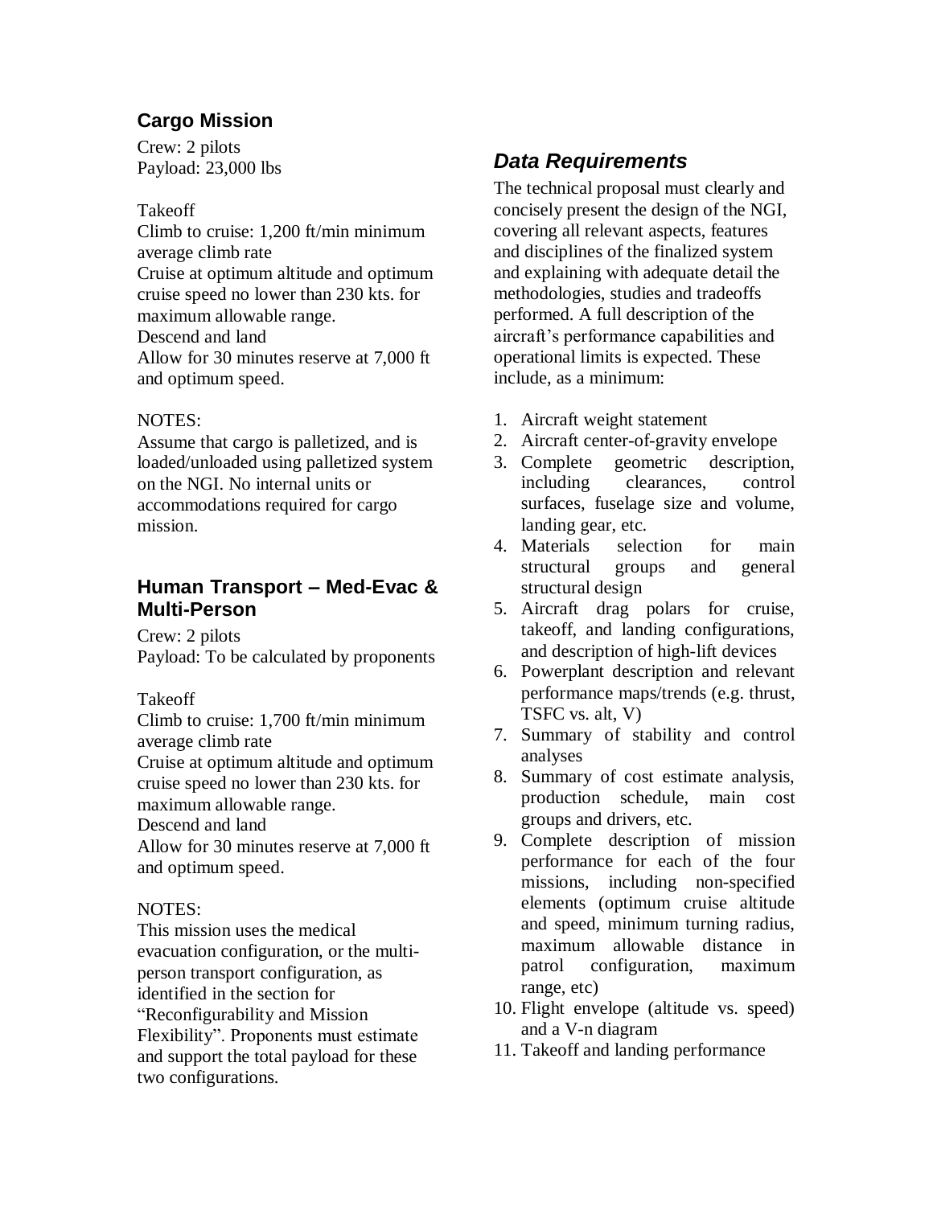### Cargo Mission

Crew: 2 pilots
Payload: 23,000 lbs

Takeoff
Climb to cruise: 1,200 ft/min minimum average climb rate
Cruise at optimum altitude and optimum cruise speed no lower than 230 kts. for maximum allowable range.
Descend and land
Allow for 30 minutes reserve at 7,000 ft and optimum speed.

NOTES:
Assume that cargo is palletized, and is loaded/unloaded using palletized system on the NGI. No internal units or accommodations required for cargo mission.

### Human Transport – Med-Evac & Multi-Person

Crew: 2 pilots
Payload: To be calculated by proponents

Takeoff
Climb to cruise: 1,700 ft/min minimum average climb rate
Cruise at optimum altitude and optimum cruise speed no lower than 230 kts. for maximum allowable range.
Descend and land
Allow for 30 minutes reserve at 7,000 ft and optimum speed.

NOTES:
This mission uses the medical evacuation configuration, or the multi-person transport configuration, as identified in the section for "Reconfigurability and Mission Flexibility". Proponents must estimate and support the total payload for these two configurations.

## *Data Requirements*

The technical proposal must clearly and concisely present the design of the NGI, covering all relevant aspects, features and disciplines of the finalized system and explaining with adequate detail the methodologies, studies and tradeoffs performed. A full description of the aircraft's performance capabilities and operational limits is expected. These include, as a minimum:

1. Aircraft weight statement
2. Aircraft center-of-gravity envelope
3. Complete geometric description, including clearances, control surfaces, fuselage size and volume, landing gear, etc.
4. Materials selection for main structural groups and general structural design
5. Aircraft drag polars for cruise, takeoff, and landing configurations, and description of high-lift devices
6. Powerplant description and relevant performance maps/trends (e.g. thrust, TSFC vs. alt, V)
7. Summary of stability and control analyses
8. Summary of cost estimate analysis, production schedule, main cost groups and drivers, etc.
9. Complete description of mission performance for each of the four missions, including non-specified elements (optimum cruise altitude and speed, minimum turning radius, maximum allowable distance in patrol configuration, maximum range, etc)
10. Flight envelope (altitude vs. speed) and a V-n diagram
11. Takeoff and landing performance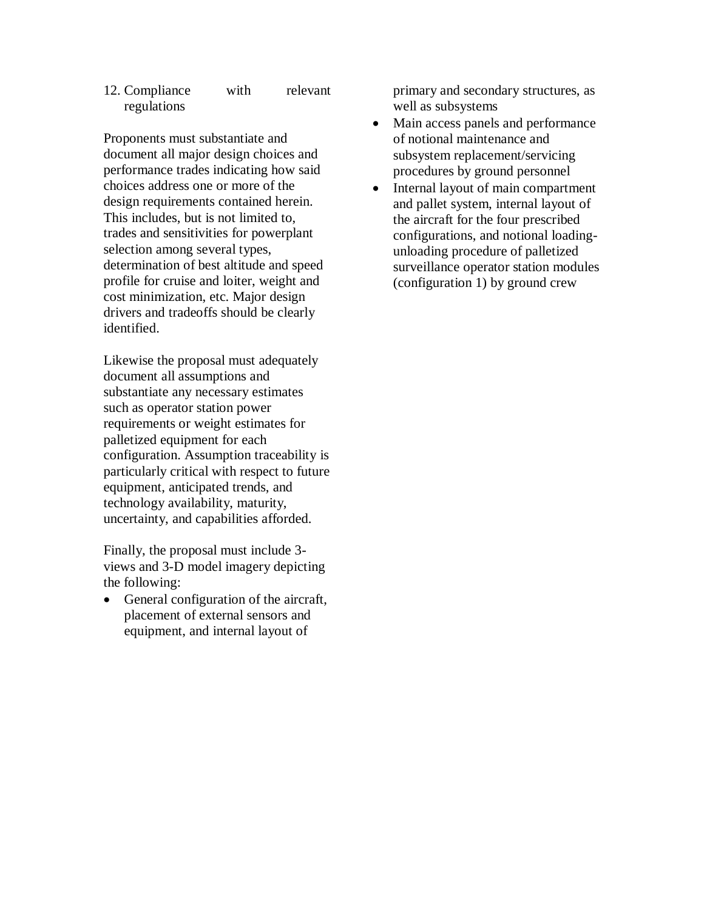12. Compliance with relevant regulations

Proponents must substantiate and document all major design choices and performance trades indicating how said choices address one or more of the design requirements contained herein. This includes, but is not limited to, trades and sensitivities for powerplant selection among several types, determination of best altitude and speed profile for cruise and loiter, weight and cost minimization, etc. Major design drivers and tradeoffs should be clearly identified.

Likewise the proposal must adequately document all assumptions and substantiate any necessary estimates such as operator station power requirements or weight estimates for palletized equipment for each configuration. Assumption traceability is particularly critical with respect to future equipment, anticipated trends, and technology availability, maturity, uncertainty, and capabilities afforded.

Finally, the proposal must include 3-views and 3-D model imagery depicting the following:

- General configuration of the aircraft, placement of external sensors and equipment, and internal layout of primary and secondary structures, as well as subsystems
- Main access panels and performance of notional maintenance and subsystem replacement/servicing procedures by ground personnel
- Internal layout of main compartment and pallet system, internal layout of the aircraft for the four prescribed configurations, and notional loading-unloading procedure of palletized surveillance operator station modules (configuration 1) by ground crew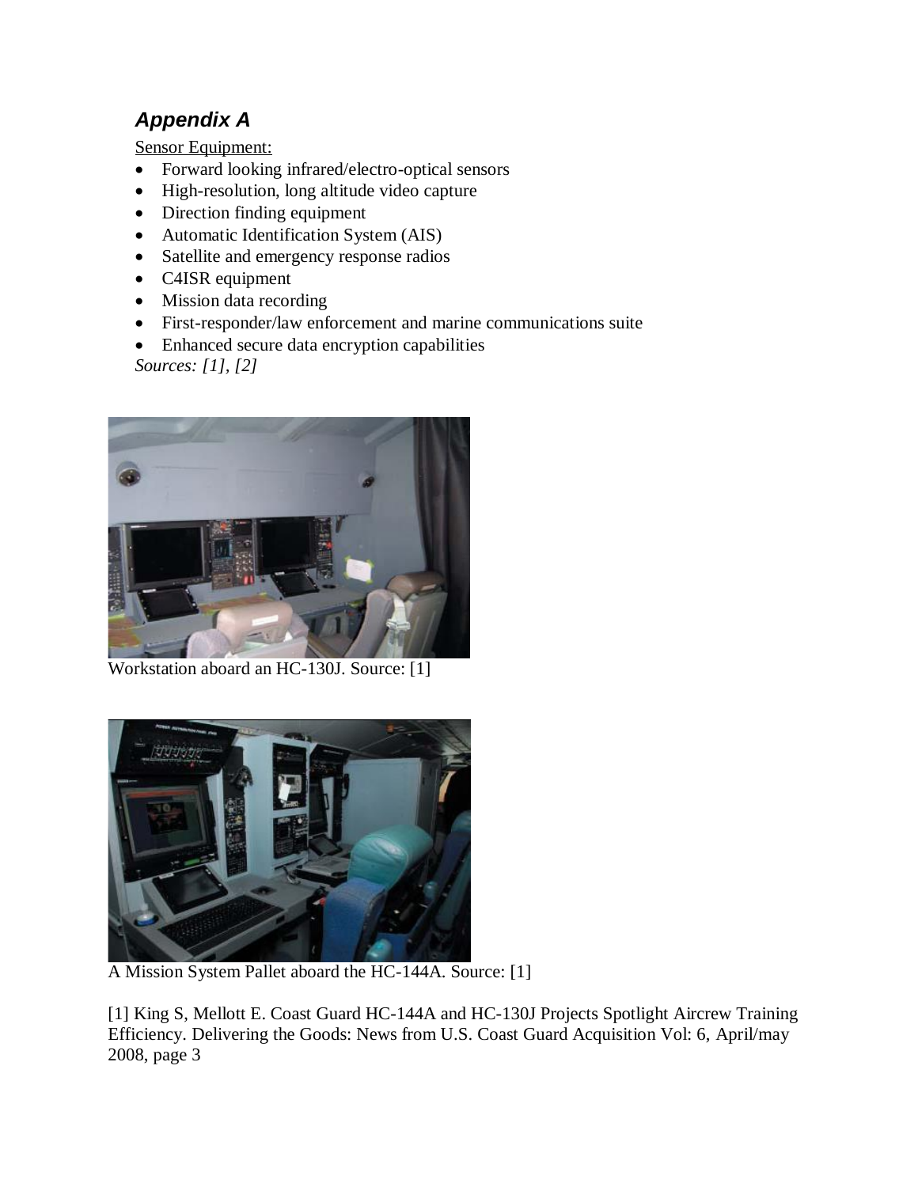## *Appendix A*

Sensor Equipment:

- Forward looking infrared/electro-optical sensors
- High-resolution, long altitude video capture
- Direction finding equipment
- Automatic Identification System (AIS)
- Satellite and emergency response radios
- C4ISR equipment
- Mission data recording
- First-responder/law enforcement and marine communications suite
- Enhanced secure data encryption capabilities

*Sources: [1], [2]*

Workstation aboard an HC-130J. Source: [1]

A Mission System Pallet aboard the HC-144A. Source: [1]

[1] King S, Mellott E. Coast Guard HC-144A and HC-130J Projects Spotlight Aircrew Training Efficiency. Delivering the Goods: News from U.S. Coast Guard Acquisition Vol: 6, April/may 2008, page 3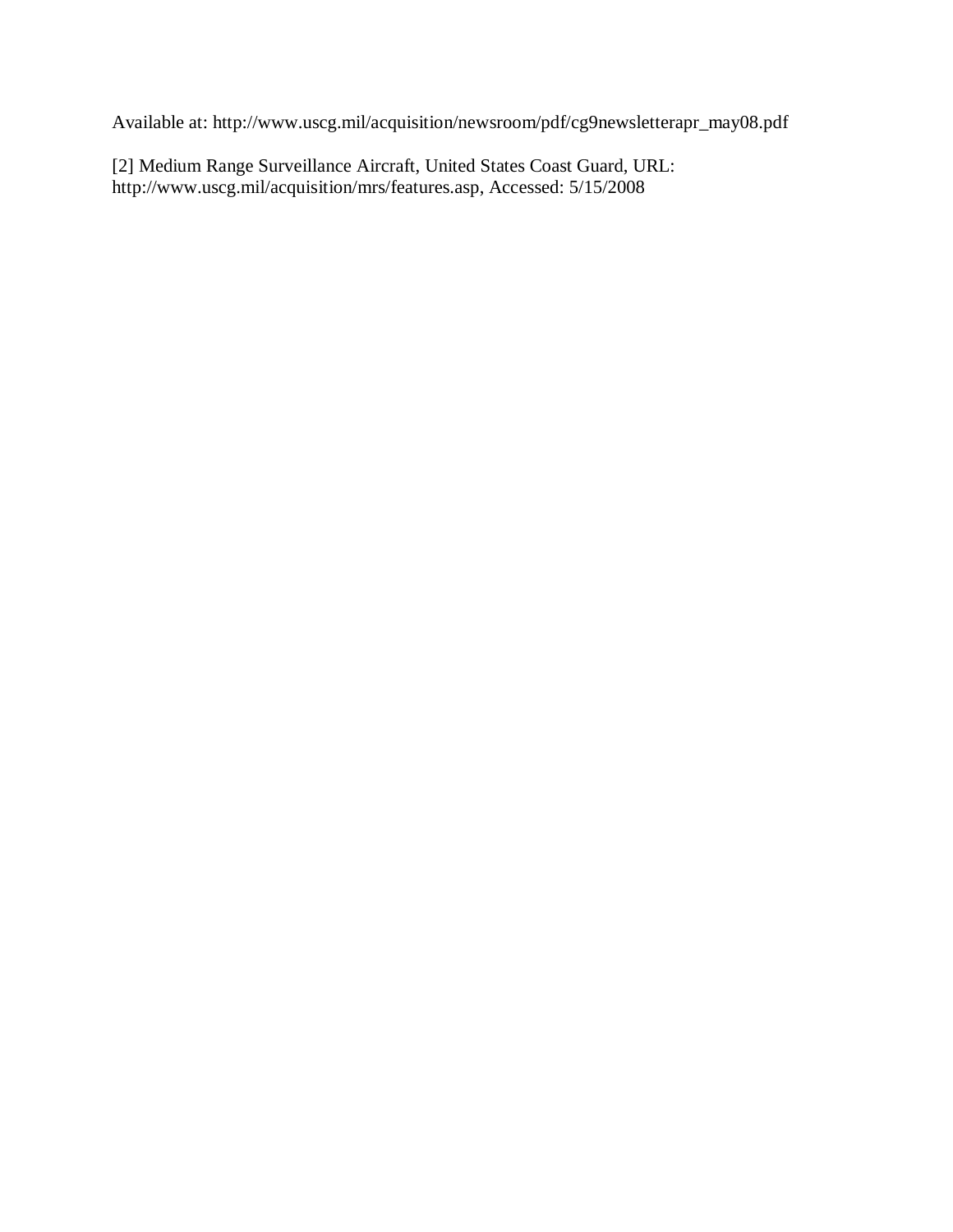Available at: http://www.uscg.mil/acquisition/newsroom/pdf/cg9newsletterapr_may08.pdf

[2] Medium Range Surveillance Aircraft, United States Coast Guard, URL: http://www.uscg.mil/acquisition/mrs/features.asp, Accessed: 5/15/2008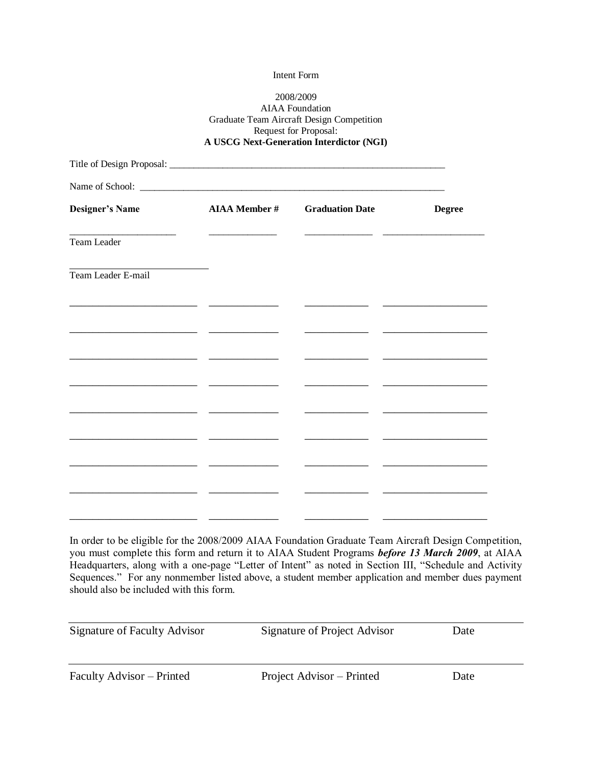Intent Form

2008/2009
AIAA Foundation
Graduate Team Aircraft Design Competition
Request for Proposal:
**A USCG Next-Generation Interdictor (NGI)**

Title of Design Proposal: ____________________________________________________________

Name of School: ____________________________________________________________

| **Designer's Name** | **AIAA Member #** | **Graduation Date** | **Degree** |
|---|---|---|---|
| ____________________ Team Leader | ______________ | ______________ | ____________________ |
| ____________________ Team Leader E-mail | | | |
| ____________________ | ______________ | ______________ | ____________________ |
| ____________________ | ______________ | ______________ | ____________________ |
| ____________________ | ______________ | ______________ | ____________________ |
| ____________________ | ______________ | ______________ | ____________________ |
| ____________________ | ______________ | ______________ | ____________________ |
| ____________________ | ______________ | ______________ | ____________________ |
| ____________________ | ______________ | ______________ | ____________________ |
| ____________________ | ______________ | ______________ | ____________________ |
| ____________________ | ______________ | ______________ | ____________________ |

In order to be eligible for the 2008/2009 AIAA Foundation Graduate Team Aircraft Design Competition, you must complete this form and return it to AIAA Student Programs ***before 13 March 2009***, at AIAA Headquarters, along with a one-page "Letter of Intent" as noted in Section III, "Schedule and Activity Sequences." For any nonmember listed above, a student member application and member dues payment should also be included with this form.

______________________________________________________________________

Signature of Faculty Advisor          Signature of Project Advisor          Date

______________________________________________________________________

Faculty Advisor – Printed          Project Advisor – Printed          Date